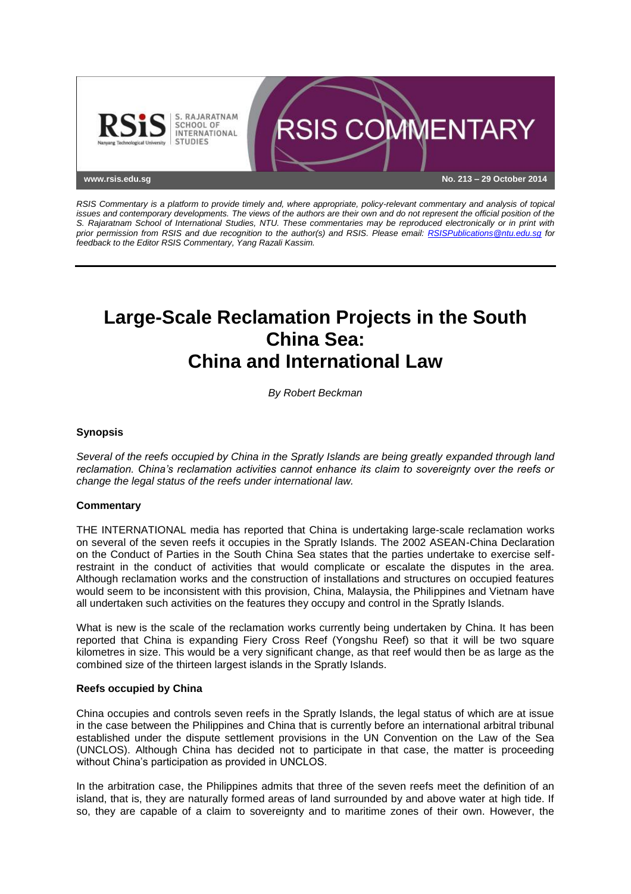RSIS COMMENTARY

www.rsis.edu.sg

No. 213 – 29 October 2014

*RSIS Commentary is a platform to provide timely and, where appropriate, policy-relevant commentary and analysis of topical issues and contemporary developments. The views of the authors are their own and do not represent the official position of the S. Rajaratnam School of International Studies, NTU. These commentaries may be reproduced electronically or in print with prior permission from RSIS and due recognition to the author(s) and RSIS. Please email: RSISPublications@ntu.edu.sg for feedback to the Editor RSIS Commentary, Yang Razali Kassim.*

# Large-Scale Reclamation Projects in the South China Sea: China and International Law

*By Robert Beckman*

### Synopsis

*Several of the reefs occupied by China in the Spratly Islands are being greatly expanded through land reclamation. China's reclamation activities cannot enhance its claim to sovereignty over the reefs or change the legal status of the reefs under international law.*

### Commentary

THE INTERNATIONAL media has reported that China is undertaking large-scale reclamation works on several of the seven reefs it occupies in the Spratly Islands. The 2002 ASEAN-China Declaration on the Conduct of Parties in the South China Sea states that the parties undertake to exercise self-restraint in the conduct of activities that would complicate or escalate the disputes in the area. Although reclamation works and the construction of installations and structures on occupied features would seem to be inconsistent with this provision, China, Malaysia, the Philippines and Vietnam have all undertaken such activities on the features they occupy and control in the Spratly Islands.

What is new is the scale of the reclamation works currently being undertaken by China. It has been reported that China is expanding Fiery Cross Reef (Yongshu Reef) so that it will be two square kilometres in size. This would be a very significant change, as that reef would then be as large as the combined size of the thirteen largest islands in the Spratly Islands.

### Reefs occupied by China

China occupies and controls seven reefs in the Spratly Islands, the legal status of which are at issue in the case between the Philippines and China that is currently before an international arbitral tribunal established under the dispute settlement provisions in the UN Convention on the Law of the Sea (UNCLOS). Although China has decided not to participate in that case, the matter is proceeding without China's participation as provided in UNCLOS.

In the arbitration case, the Philippines admits that three of the seven reefs meet the definition of an island, that is, they are naturally formed areas of land surrounded by and above water at high tide. If so, they are capable of a claim to sovereignty and to maritime zones of their own. However, the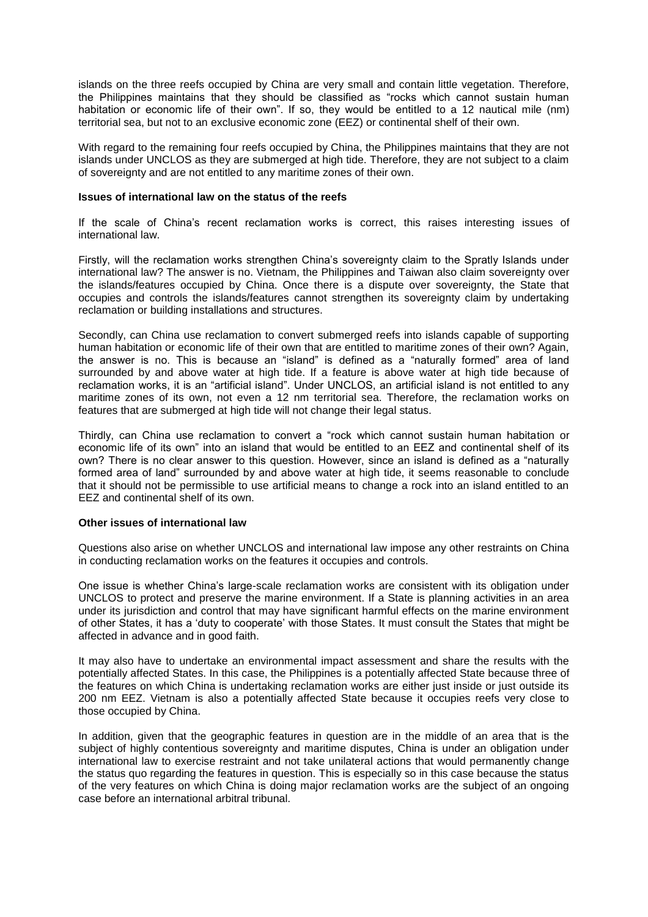islands on the three reefs occupied by China are very small and contain little vegetation. Therefore, the Philippines maintains that they should be classified as "rocks which cannot sustain human habitation or economic life of their own". If so, they would be entitled to a 12 nautical mile (nm) territorial sea, but not to an exclusive economic zone (EEZ) or continental shelf of their own.

With regard to the remaining four reefs occupied by China, the Philippines maintains that they are not islands under UNCLOS as they are submerged at high tide. Therefore, they are not subject to a claim of sovereignty and are not entitled to any maritime zones of their own.

**Issues of international law on the status of the reefs**

If the scale of China's recent reclamation works is correct, this raises interesting issues of international law.

Firstly, will the reclamation works strengthen China's sovereignty claim to the Spratly Islands under international law? The answer is no. Vietnam, the Philippines and Taiwan also claim sovereignty over the islands/features occupied by China. Once there is a dispute over sovereignty, the State that occupies and controls the islands/features cannot strengthen its sovereignty claim by undertaking reclamation or building installations and structures.

Secondly, can China use reclamation to convert submerged reefs into islands capable of supporting human habitation or economic life of their own that are entitled to maritime zones of their own? Again, the answer is no. This is because an "island" is defined as a "naturally formed" area of land surrounded by and above water at high tide. If a feature is above water at high tide because of reclamation works, it is an "artificial island". Under UNCLOS, an artificial island is not entitled to any maritime zones of its own, not even a 12 nm territorial sea. Therefore, the reclamation works on features that are submerged at high tide will not change their legal status.

Thirdly, can China use reclamation to convert a "rock which cannot sustain human habitation or economic life of its own" into an island that would be entitled to an EEZ and continental shelf of its own? There is no clear answer to this question. However, since an island is defined as a "naturally formed area of land" surrounded by and above water at high tide, it seems reasonable to conclude that it should not be permissible to use artificial means to change a rock into an island entitled to an EEZ and continental shelf of its own.

**Other issues of international law**

Questions also arise on whether UNCLOS and international law impose any other restraints on China in conducting reclamation works on the features it occupies and controls.

One issue is whether China's large-scale reclamation works are consistent with its obligation under UNCLOS to protect and preserve the marine environment. If a State is planning activities in an area under its jurisdiction and control that may have significant harmful effects on the marine environment of other States, it has a 'duty to cooperate' with those States. It must consult the States that might be affected in advance and in good faith.

It may also have to undertake an environmental impact assessment and share the results with the potentially affected States. In this case, the Philippines is a potentially affected State because three of the features on which China is undertaking reclamation works are either just inside or just outside its 200 nm EEZ. Vietnam is also a potentially affected State because it occupies reefs very close to those occupied by China.

In addition, given that the geographic features in question are in the middle of an area that is the subject of highly contentious sovereignty and maritime disputes, China is under an obligation under international law to exercise restraint and not take unilateral actions that would permanently change the status quo regarding the features in question. This is especially so in this case because the status of the very features on which China is doing major reclamation works are the subject of an ongoing case before an international arbitral tribunal.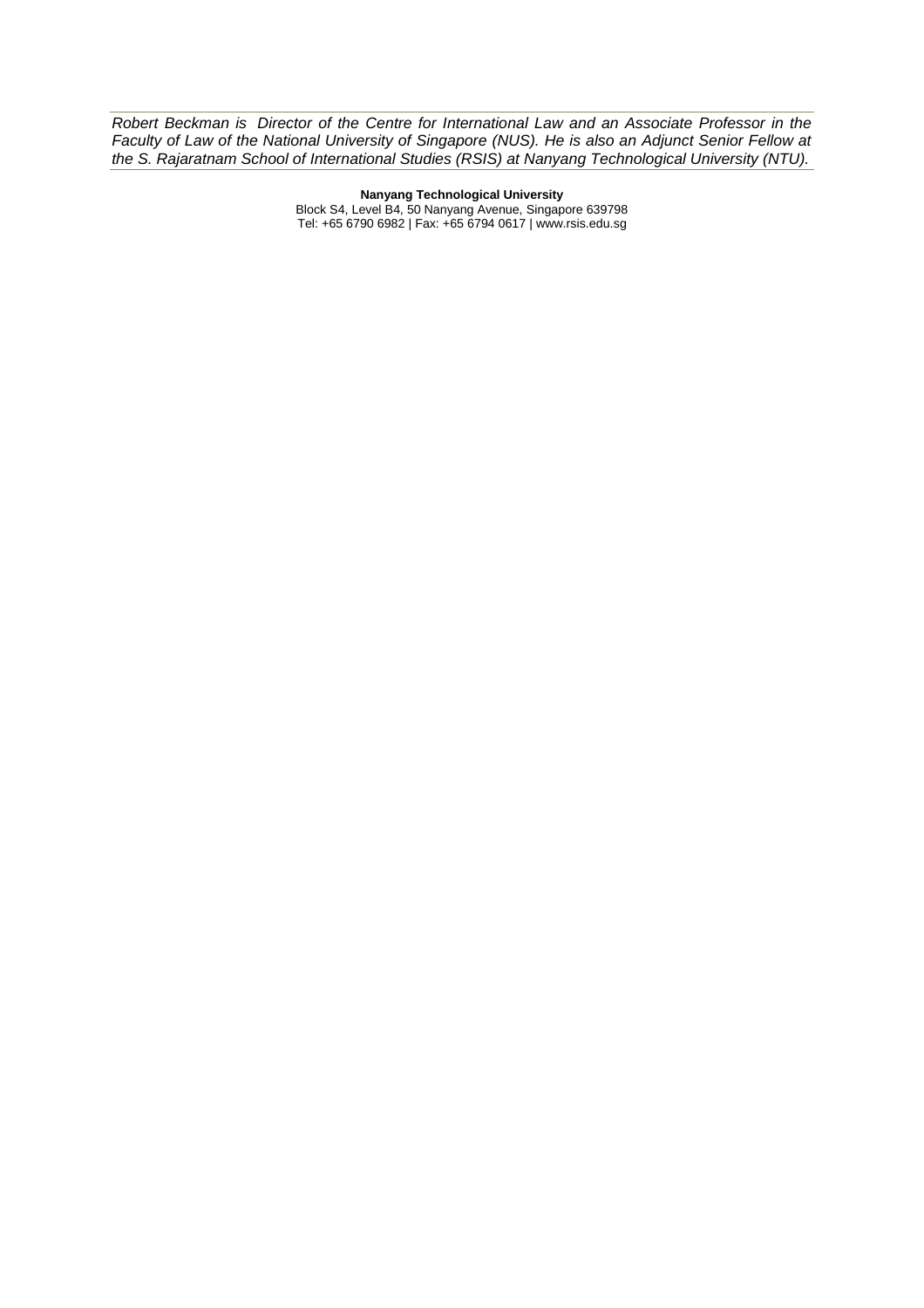*Robert Beckman is Director of the Centre for International Law and an Associate Professor in the Faculty of Law of the National University of Singapore (NUS). He is also an Adjunct Senior Fellow at the S. Rajaratnam School of International Studies (RSIS) at Nanyang Technological University (NTU).*

**Nanyang Technological University**
Block S4, Level B4, 50 Nanyang Avenue, Singapore 639798
Tel: +65 6790 6982 | Fax: +65 6794 0617 | www.rsis.edu.sg